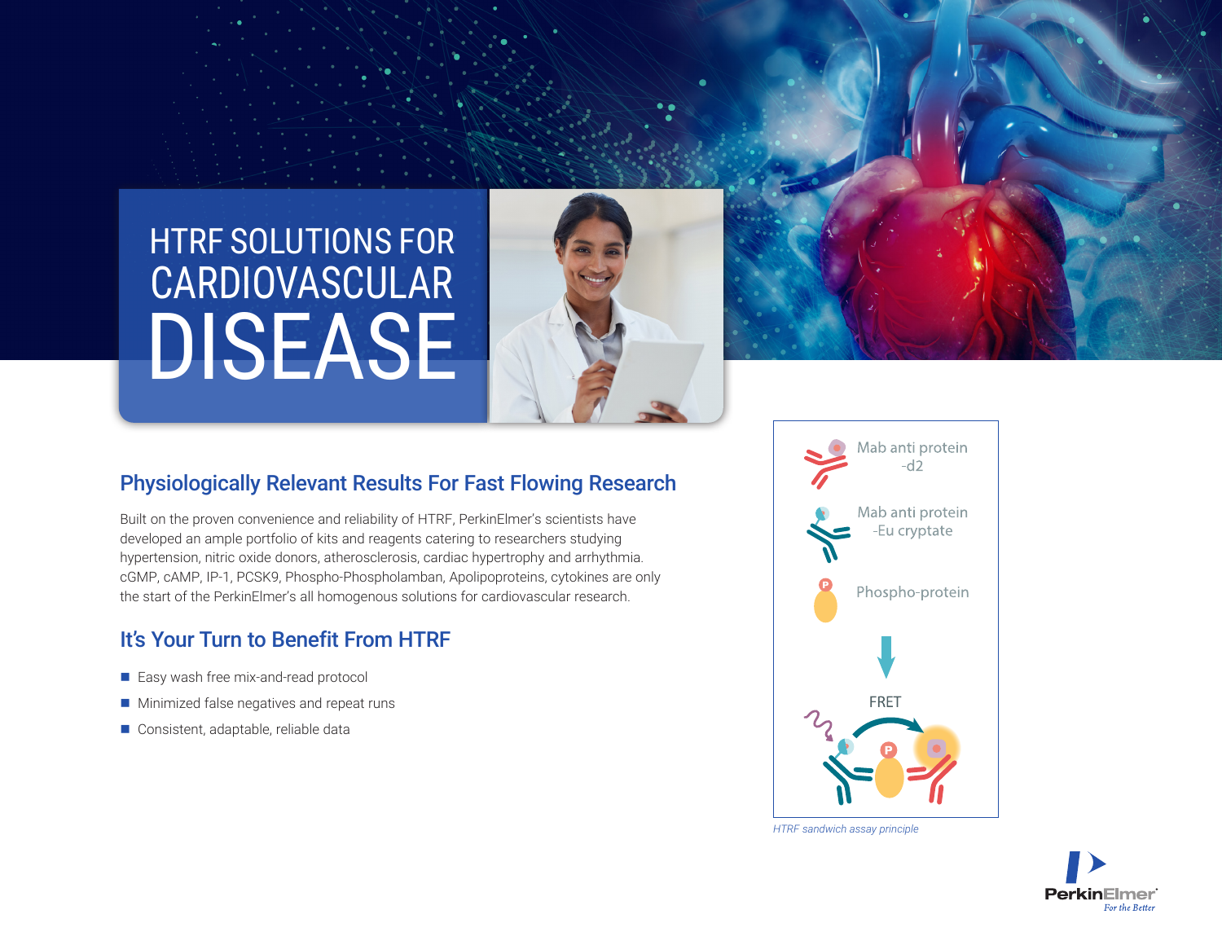# HTRF SOLUTIONS FOR CARDIOVASCULAR DISEASE

## Physiologically Relevant Results For Fast Flowing Research

Built on the proven convenience and reliability of HTRF, PerkinElmer's scientists have developed an ample portfolio of kits and reagents catering to researchers studying hypertension, nitric oxide donors, atherosclerosis, cardiac hypertrophy and arrhythmia. cGMP, cAMP, IP-1, PCSK9, Phospho-Phospholamban, Apolipoproteins, cytokines are only the start of the PerkinElmer's all homogenous solutions for cardiovascular research.

## It's Your Turn to Benefit From HTRF

- Easy wash free mix-and-read protocol
- Minimized false negatives and repeat runs
- Consistent, adaptable, reliable data

Mab anti protein -d2

Mab anti protein -Eu cryptate

Phospho-protein

FRET

*HTRF sandwich assay principle*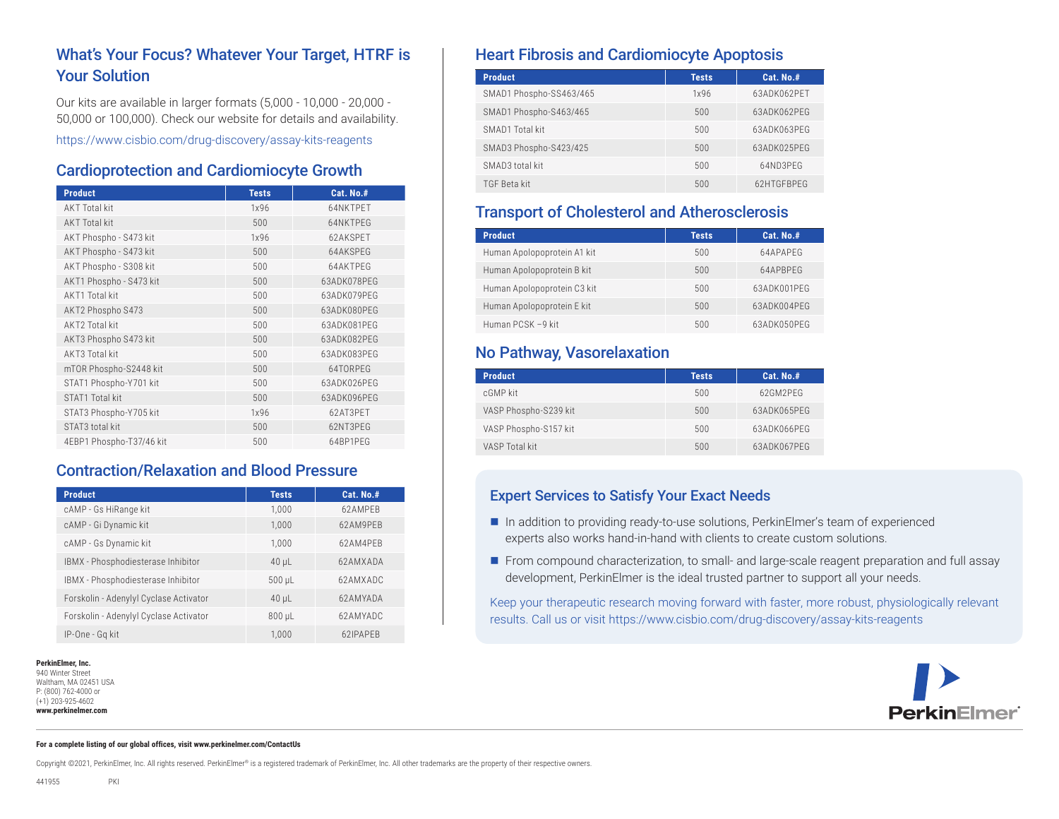## What's Your Focus? Whatever Your Target, HTRF is Your Solution

Our kits are available in larger formats (5,000 - 10,000 - 20,000 - 50,000 or 100,000). Check our website for details and availability.

https://www.cisbio.com/drug-discovery/assay-kits-reagents

## Cardioprotection and Cardiomiocyte Growth

| Product | Tests | Cat. No.# |
|---|---|---|
| AKT Total kit | 1x96 | 64NKTPET |
| AKT Total kit | 500 | 64NKTPEG |
| AKT Phospho - S473 kit | 1x96 | 62AKSPET |
| AKT Phospho - S473 kit | 500 | 64AKSPEG |
| AKT Phospho - S308 kit | 500 | 64AKTPEG |
| AKT1 Phospho - S473 kit | 500 | 63ADK078PEG |
| AKT1 Total kit | 500 | 63ADK079PEG |
| AKT2 Phospho S473 | 500 | 63ADK080PEG |
| AKT2 Total kit | 500 | 63ADK081PEG |
| AKT3 Phospho S473 kit | 500 | 63ADK082PEG |
| AKT3 Total kit | 500 | 63ADK083PEG |
| mTOR Phospho-S2448 kit | 500 | 64TORPEG |
| STAT1 Phospho-Y701 kit | 500 | 63ADK026PEG |
| STAT1 Total kit | 500 | 63ADK096PEG |
| STAT3 Phospho-Y705 kit | 1x96 | 62AT3PET |
| STAT3 total kit | 500 | 62NT3PEG |
| 4EBP1 Phospho-T37/46 kit | 500 | 64BP1PEG |

## Contraction/Relaxation and Blood Pressure

| Product | Tests | Cat. No.# |
|---|---|---|
| cAMP - Gs HiRange kit | 1,000 | 62AMPEB |
| cAMP - Gi Dynamic kit | 1,000 | 62AM9PEB |
| cAMP - Gs Dynamic kit | 1,000 | 62AM4PEB |
| IBMX - Phosphodiesterase Inhibitor | 40 µL | 62AMXADA |
| IBMX - Phosphodiesterase Inhibitor | 500 µL | 62AMXADC |
| Forskolin - Adenylyl Cyclase Activator | 40 µL | 62AMYADA |
| Forskolin - Adenylyl Cyclase Activator | 800 µL | 62AMYADC |
| IP-One - Gq kit | 1,000 | 62IPAPEB |

## Heart Fibrosis and Cardiomiocyte Apoptosis

| Product | Tests | Cat. No.# |
|---|---|---|
| SMAD1 Phospho-SS463/465 | 1x96 | 63ADK062PET |
| SMAD1 Phospho-S463/465 | 500 | 63ADK062PEG |
| SMAD1 Total kit | 500 | 63ADK063PEG |
| SMAD3 Phospho-S423/425 | 500 | 63ADK025PEG |
| SMAD3 total kit | 500 | 64ND3PEG |
| TGF Beta kit | 500 | 62HTGFBPEG |

## Transport of Cholesterol and Atherosclerosis

| Product | Tests | Cat. No.# |
|---|---|---|
| Human Apolopoprotein A1 kit | 500 | 64APAPEG |
| Human Apolopoprotein B kit | 500 | 64APBPEG |
| Human Apolopoprotein C3 kit | 500 | 63ADK001PEG |
| Human Apolopoprotein E kit | 500 | 63ADK004PEG |
| Human PCSK –9 kit | 500 | 63ADK050PEG |

## No Pathway, Vasorelaxation

| Product | Tests | Cat. No.# |
|---|---|---|
| cGMP kit | 500 | 62GM2PEG |
| VASP Phospho-S239 kit | 500 | 63ADK065PEG |
| VASP Phospho-S157 kit | 500 | 63ADK066PEG |
| VASP Total kit | 500 | 63ADK067PEG |

### Expert Services to Satisfy Your Exact Needs

- In addition to providing ready-to-use solutions, PerkinElmer's team of experienced experts also works hand-in-hand with clients to create custom solutions.
- From compound characterization, to small- and large-scale reagent preparation and full assay development, PerkinElmer is the ideal trusted partner to support all your needs.

Keep your therapeutic research moving forward with faster, more robust, physiologically relevant results. Call us or visit https://www.cisbio.com/drug-discovery/assay-kits-reagents

**PerkinElmer, Inc.**
940 Winter Street
Waltham, MA 02451 USA
P: (800) 762-4000 or
(+1) 203-925-4602
**www.perkinelmer.com**

PerkinElmer

**For a complete listing of our global offices, visit www.perkinelmer.com/ContactUs**

Copyright ©2021, PerkinElmer, Inc. All rights reserved. PerkinElmer® is a registered trademark of PerkinElmer, Inc. All other trademarks are the property of their respective owners.

441955 PKI